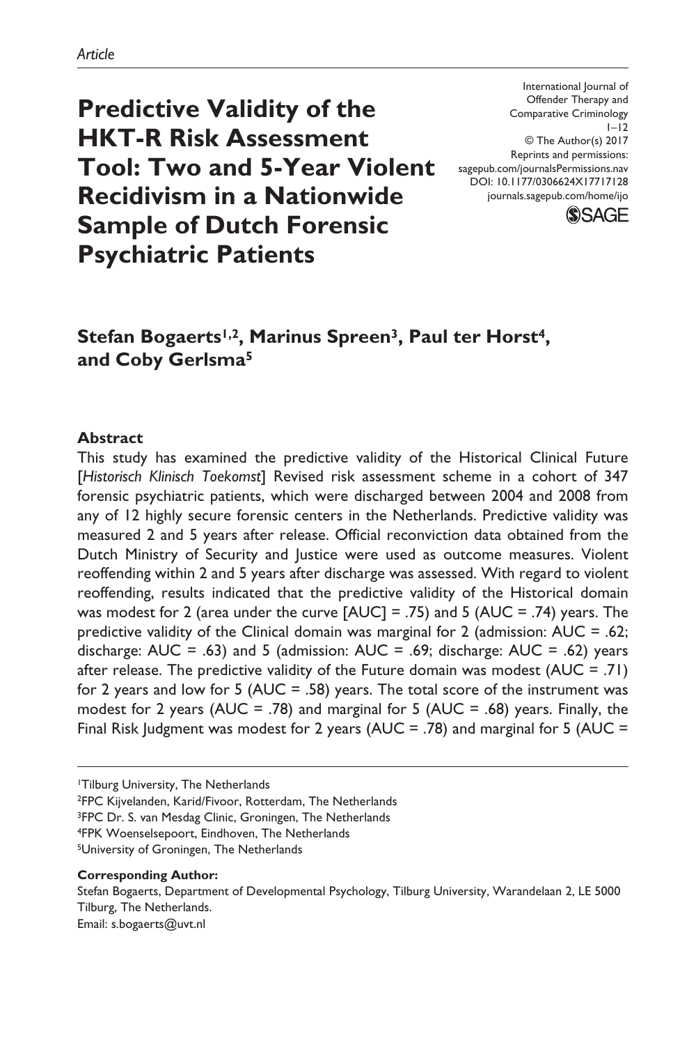*Article*

# Predictive Validity of the HKT-R Risk Assessment Tool: Two and 5-Year Violent Recidivism in a Nationwide Sample of Dutch Forensic Psychiatric Patients

International Journal of Offender Therapy and Comparative Criminology
1–12
© The Author(s) 2017
Reprints and permissions: sagepub.com/journalsPermissions.nav
DOI: 10.1177/0306624X17717128
journals.sagepub.com/home/ijo

**Stefan Bogaerts[1,2], Marinus Spreen[3], Paul ter Horst[4], and Coby Gerlsma[5]**

## Abstract

This study has examined the predictive validity of the Historical Clinical Future [*Historisch Klinisch Toekomst*] Revised risk assessment scheme in a cohort of 347 forensic psychiatric patients, which were discharged between 2004 and 2008 from any of 12 highly secure forensic centers in the Netherlands. Predictive validity was measured 2 and 5 years after release. Official reconviction data obtained from the Dutch Ministry of Security and Justice were used as outcome measures. Violent reoffending within 2 and 5 years after discharge was assessed. With regard to violent reoffending, results indicated that the predictive validity of the Historical domain was modest for 2 (area under the curve [AUC] = .75) and 5 (AUC = .74) years. The predictive validity of the Clinical domain was marginal for 2 (admission: AUC = .62; discharge: AUC = .63) and 5 (admission: AUC = .69; discharge: AUC = .62) years after release. The predictive validity of the Future domain was modest (AUC = .71) for 2 years and low for 5 (AUC = .58) years. The total score of the instrument was modest for 2 years (AUC = .78) and marginal for 5 (AUC = .68) years. Finally, the Final Risk Judgment was modest for 2 years (AUC = .78) and marginal for 5 (AUC =

[1]Tilburg University, The Netherlands
[2]FPC Kijvelanden, Karid/Fivoor, Rotterdam, The Netherlands
[3]FPC Dr. S. van Mesdag Clinic, Groningen, The Netherlands
[4]FPK Woenselsepoort, Eindhoven, The Netherlands
[5]University of Groningen, The Netherlands

**Corresponding Author:**
Stefan Bogaerts, Department of Developmental Psychology, Tilburg University, Warandelaan 2, LE 5000 Tilburg, The Netherlands.
Email: s.bogaerts@uvt.nl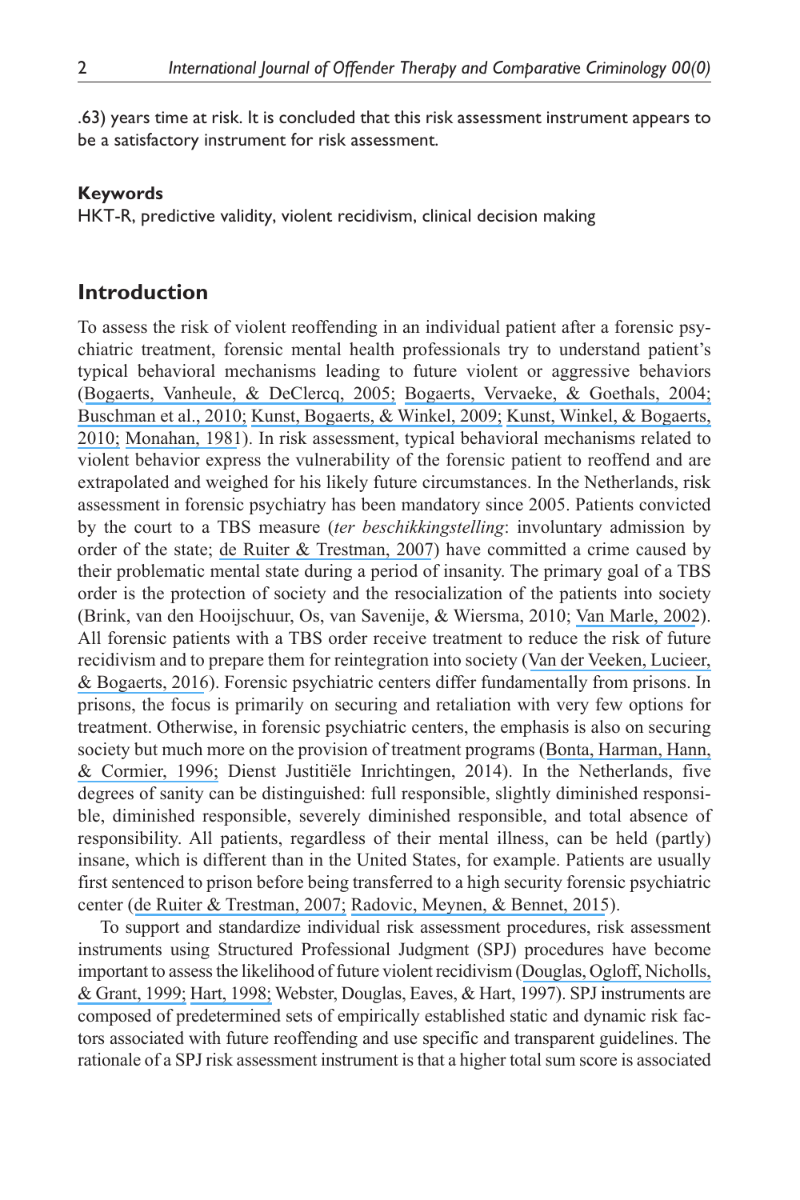.63) years time at risk. It is concluded that this risk assessment instrument appears to be a satisfactory instrument for risk assessment.

**Keywords**

HKT-R, predictive validity, violent recidivism, clinical decision making

## Introduction

To assess the risk of violent reoffending in an individual patient after a forensic psychiatric treatment, forensic mental health professionals try to understand patient's typical behavioral mechanisms leading to future violent or aggressive behaviors (Bogaerts, Vanheule, & DeClercq, 2005; Bogaerts, Vervaeke, & Goethals, 2004; Buschman et al., 2010; Kunst, Bogaerts, & Winkel, 2009; Kunst, Winkel, & Bogaerts, 2010; Monahan, 1981). In risk assessment, typical behavioral mechanisms related to violent behavior express the vulnerability of the forensic patient to reoffend and are extrapolated and weighed for his likely future circumstances. In the Netherlands, risk assessment in forensic psychiatry has been mandatory since 2005. Patients convicted by the court to a TBS measure (*ter beschikkingstelling*: involuntary admission by order of the state; de Ruiter & Trestman, 2007) have committed a crime caused by their problematic mental state during a period of insanity. The primary goal of a TBS order is the protection of society and the resocialization of the patients into society (Brink, van den Hooijschuur, Os, van Savenije, & Wiersma, 2010; Van Marle, 2002). All forensic patients with a TBS order receive treatment to reduce the risk of future recidivism and to prepare them for reintegration into society (Van der Veeken, Lucieer, & Bogaerts, 2016). Forensic psychiatric centers differ fundamentally from prisons. In prisons, the focus is primarily on securing and retaliation with very few options for treatment. Otherwise, in forensic psychiatric centers, the emphasis is also on securing society but much more on the provision of treatment programs (Bonta, Harman, Hann, & Cormier, 1996; Dienst Justitiële Inrichtingen, 2014). In the Netherlands, five degrees of sanity can be distinguished: full responsible, slightly diminished responsible, diminished responsible, severely diminished responsible, and total absence of responsibility. All patients, regardless of their mental illness, can be held (partly) insane, which is different than in the United States, for example. Patients are usually first sentenced to prison before being transferred to a high security forensic psychiatric center (de Ruiter & Trestman, 2007; Radovic, Meynen, & Bennet, 2015).

To support and standardize individual risk assessment procedures, risk assessment instruments using Structured Professional Judgment (SPJ) procedures have become important to assess the likelihood of future violent recidivism (Douglas, Ogloff, Nicholls, & Grant, 1999; Hart, 1998; Webster, Douglas, Eaves, & Hart, 1997). SPJ instruments are composed of predetermined sets of empirically established static and dynamic risk factors associated with future reoffending and use specific and transparent guidelines. The rationale of a SPJ risk assessment instrument is that a higher total sum score is associated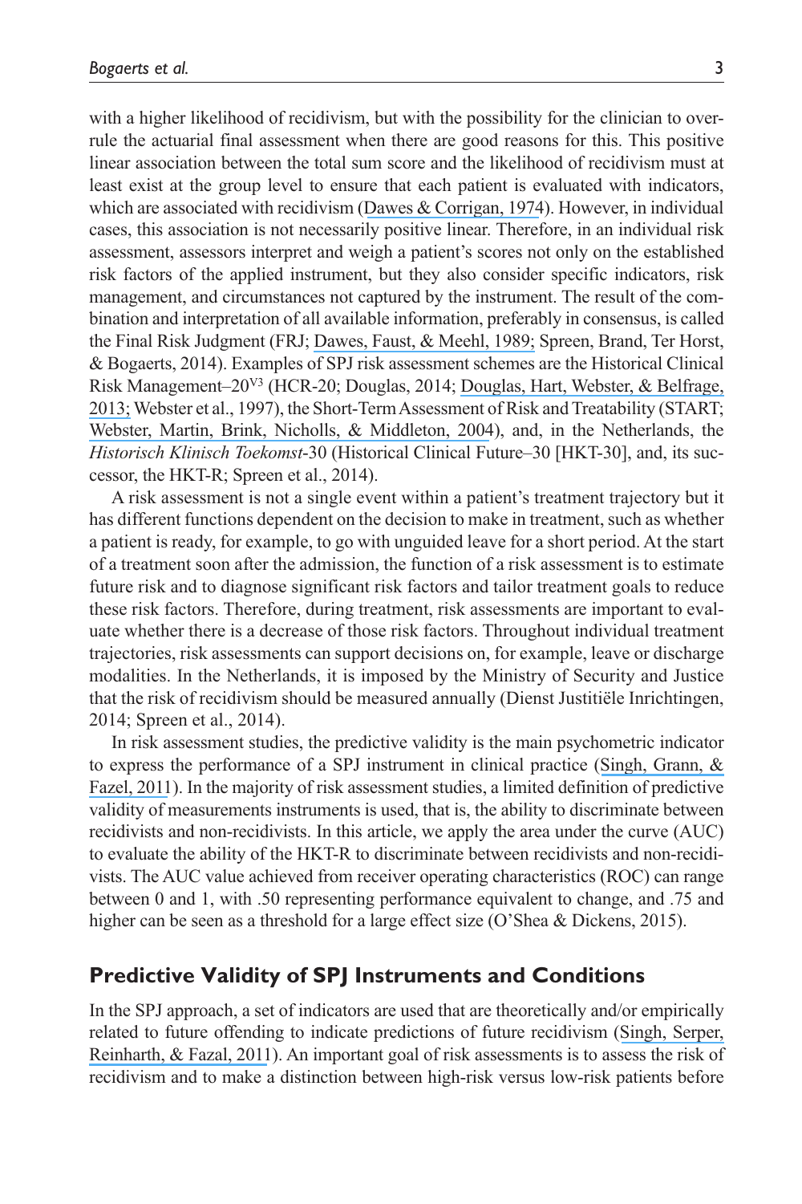with a higher likelihood of recidivism, but with the possibility for the clinician to overrule the actuarial final assessment when there are good reasons for this. This positive linear association between the total sum score and the likelihood of recidivism must at least exist at the group level to ensure that each patient is evaluated with indicators, which are associated with recidivism (Dawes & Corrigan, 1974). However, in individual cases, this association is not necessarily positive linear. Therefore, in an individual risk assessment, assessors interpret and weigh a patient's scores not only on the established risk factors of the applied instrument, but they also consider specific indicators, risk management, and circumstances not captured by the instrument. The result of the combination and interpretation of all available information, preferably in consensus, is called the Final Risk Judgment (FRJ; Dawes, Faust, & Meehl, 1989; Spreen, Brand, Ter Horst, & Bogaerts, 2014). Examples of SPJ risk assessment schemes are the Historical Clinical Risk Management–20[V3] (HCR-20; Douglas, 2014; Douglas, Hart, Webster, & Belfrage, 2013; Webster et al., 1997), the Short-Term Assessment of Risk and Treatability (START; Webster, Martin, Brink, Nicholls, & Middleton, 2004), and, in the Netherlands, the *Historisch Klinisch Toekomst*-30 (Historical Clinical Future–30 [HKT-30], and, its successor, the HKT-R; Spreen et al., 2014).

A risk assessment is not a single event within a patient's treatment trajectory but it has different functions dependent on the decision to make in treatment, such as whether a patient is ready, for example, to go with unguided leave for a short period. At the start of a treatment soon after the admission, the function of a risk assessment is to estimate future risk and to diagnose significant risk factors and tailor treatment goals to reduce these risk factors. Therefore, during treatment, risk assessments are important to evaluate whether there is a decrease of those risk factors. Throughout individual treatment trajectories, risk assessments can support decisions on, for example, leave or discharge modalities. In the Netherlands, it is imposed by the Ministry of Security and Justice that the risk of recidivism should be measured annually (Dienst Justitiële Inrichtingen, 2014; Spreen et al., 2014).

In risk assessment studies, the predictive validity is the main psychometric indicator to express the performance of a SPJ instrument in clinical practice (Singh, Grann, & Fazel, 2011). In the majority of risk assessment studies, a limited definition of predictive validity of measurements instruments is used, that is, the ability to discriminate between recidivists and non-recidivists. In this article, we apply the area under the curve (AUC) to evaluate the ability of the HKT-R to discriminate between recidivists and non-recidivists. The AUC value achieved from receiver operating characteristics (ROC) can range between 0 and 1, with .50 representing performance equivalent to change, and .75 and higher can be seen as a threshold for a large effect size (O'Shea & Dickens, 2015).

## Predictive Validity of SPJ Instruments and Conditions

In the SPJ approach, a set of indicators are used that are theoretically and/or empirically related to future offending to indicate predictions of future recidivism (Singh, Serper, Reinharth, & Fazal, 2011). An important goal of risk assessments is to assess the risk of recidivism and to make a distinction between high-risk versus low-risk patients before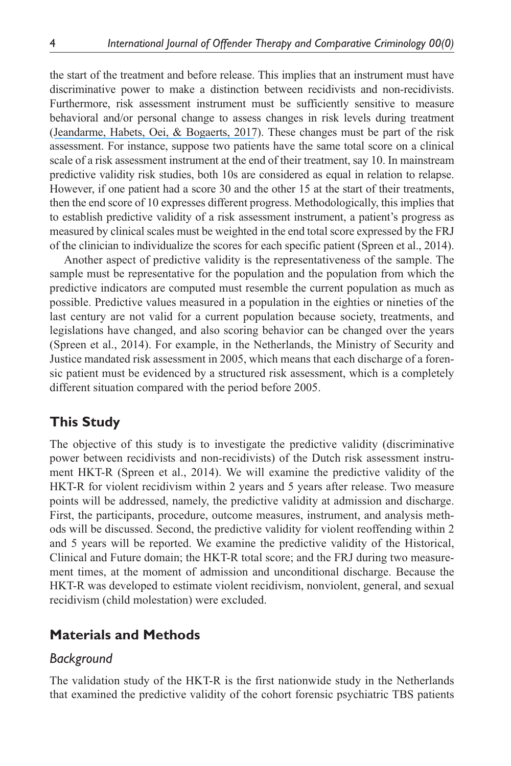the start of the treatment and before release. This implies that an instrument must have discriminative power to make a distinction between recidivists and non-recidivists. Furthermore, risk assessment instrument must be sufficiently sensitive to measure behavioral and/or personal change to assess changes in risk levels during treatment (Jeandarme, Habets, Oei, & Bogaerts, 2017). These changes must be part of the risk assessment. For instance, suppose two patients have the same total score on a clinical scale of a risk assessment instrument at the end of their treatment, say 10. In mainstream predictive validity risk studies, both 10s are considered as equal in relation to relapse. However, if one patient had a score 30 and the other 15 at the start of their treatments, then the end score of 10 expresses different progress. Methodologically, this implies that to establish predictive validity of a risk assessment instrument, a patient's progress as measured by clinical scales must be weighted in the end total score expressed by the FRJ of the clinician to individualize the scores for each specific patient (Spreen et al., 2014).

Another aspect of predictive validity is the representativeness of the sample. The sample must be representative for the population and the population from which the predictive indicators are computed must resemble the current population as much as possible. Predictive values measured in a population in the eighties or nineties of the last century are not valid for a current population because society, treatments, and legislations have changed, and also scoring behavior can be changed over the years (Spreen et al., 2014). For example, in the Netherlands, the Ministry of Security and Justice mandated risk assessment in 2005, which means that each discharge of a forensic patient must be evidenced by a structured risk assessment, which is a completely different situation compared with the period before 2005.

## This Study

The objective of this study is to investigate the predictive validity (discriminative power between recidivists and non-recidivists) of the Dutch risk assessment instrument HKT-R (Spreen et al., 2014). We will examine the predictive validity of the HKT-R for violent recidivism within 2 years and 5 years after release. Two measure points will be addressed, namely, the predictive validity at admission and discharge. First, the participants, procedure, outcome measures, instrument, and analysis methods will be discussed. Second, the predictive validity for violent reoffending within 2 and 5 years will be reported. We examine the predictive validity of the Historical, Clinical and Future domain; the HKT-R total score; and the FRJ during two measurement times, at the moment of admission and unconditional discharge. Because the HKT-R was developed to estimate violent recidivism, nonviolent, general, and sexual recidivism (child molestation) were excluded.

## Materials and Methods

### *Background*

The validation study of the HKT-R is the first nationwide study in the Netherlands that examined the predictive validity of the cohort forensic psychiatric TBS patients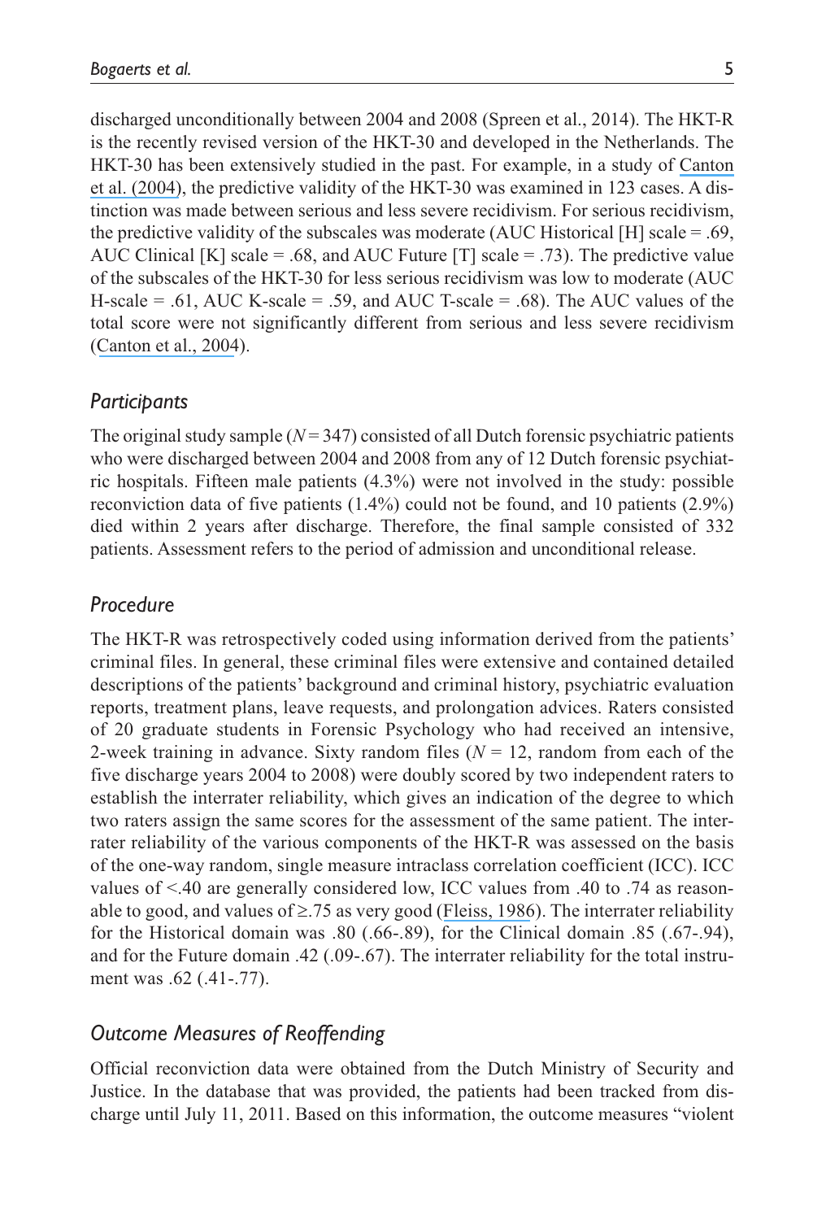discharged unconditionally between 2004 and 2008 (Spreen et al., 2014). The HKT-R is the recently revised version of the HKT-30 and developed in the Netherlands. The HKT-30 has been extensively studied in the past. For example, in a study of Canton et al. (2004), the predictive validity of the HKT-30 was examined in 123 cases. A distinction was made between serious and less severe recidivism. For serious recidivism, the predictive validity of the subscales was moderate (AUC Historical [H] scale = .69, AUC Clinical [K] scale = .68, and AUC Future [T] scale = .73). The predictive value of the subscales of the HKT-30 for less serious recidivism was low to moderate (AUC H-scale = .61, AUC K-scale = .59, and AUC T-scale = .68). The AUC values of the total score were not significantly different from serious and less severe recidivism (Canton et al., 2004).

## *Participants*

The original study sample ($N = 347$) consisted of all Dutch forensic psychiatric patients who were discharged between 2004 and 2008 from any of 12 Dutch forensic psychiatric hospitals. Fifteen male patients (4.3%) were not involved in the study: possible reconviction data of five patients (1.4%) could not be found, and 10 patients (2.9%) died within 2 years after discharge. Therefore, the final sample consisted of 332 patients. Assessment refers to the period of admission and unconditional release.

## *Procedure*

The HKT-R was retrospectively coded using information derived from the patients' criminal files. In general, these criminal files were extensive and contained detailed descriptions of the patients' background and criminal history, psychiatric evaluation reports, treatment plans, leave requests, and prolongation advices. Raters consisted of 20 graduate students in Forensic Psychology who had received an intensive, 2-week training in advance. Sixty random files ($N = 12$, random from each of the five discharge years 2004 to 2008) were doubly scored by two independent raters to establish the interrater reliability, which gives an indication of the degree to which two raters assign the same scores for the assessment of the same patient. The interrater reliability of the various components of the HKT-R was assessed on the basis of the one-way random, single measure intraclass correlation coefficient (ICC). ICC values of <.40 are generally considered low, ICC values from .40 to .74 as reasonable to good, and values of ≥.75 as very good (Fleiss, 1986). The interrater reliability for the Historical domain was .80 (.66-.89), for the Clinical domain .85 (.67-.94), and for the Future domain .42 (.09-.67). The interrater reliability for the total instrument was .62 (.41-.77).

## *Outcome Measures of Reoffending*

Official reconviction data were obtained from the Dutch Ministry of Security and Justice. In the database that was provided, the patients had been tracked from discharge until July 11, 2011. Based on this information, the outcome measures "violent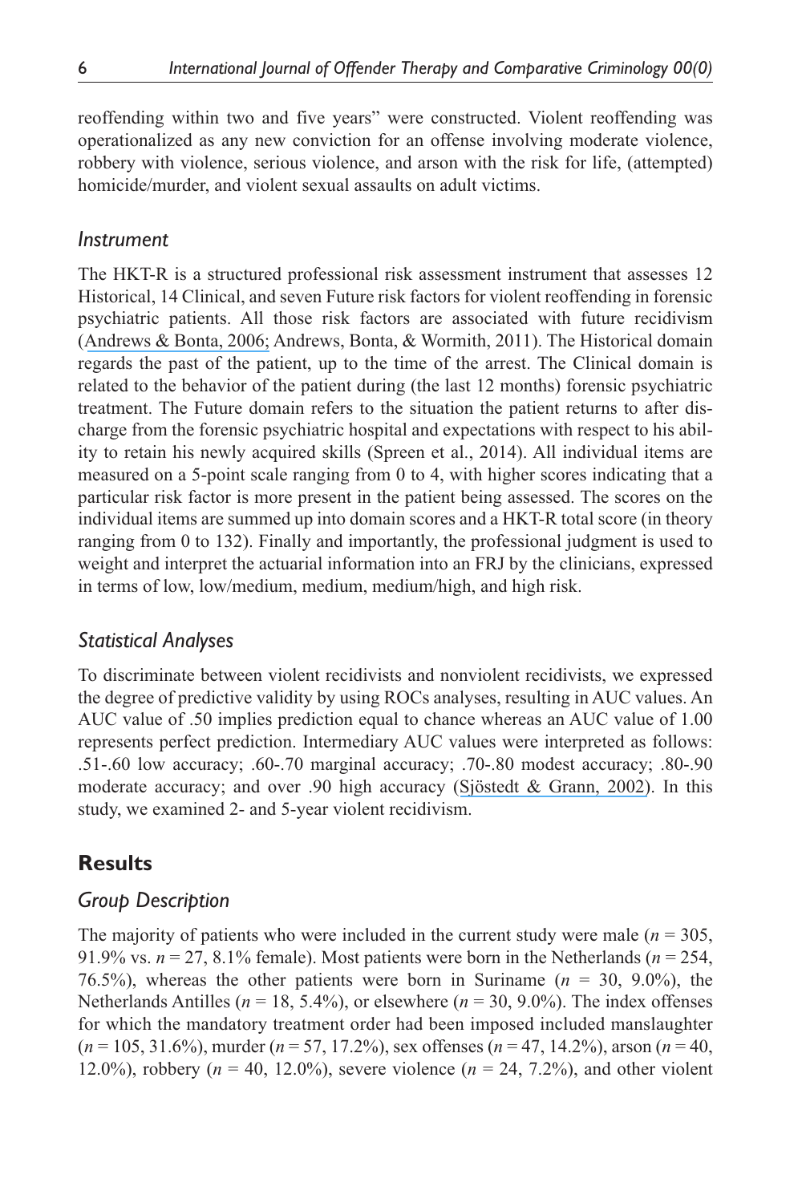reoffending within two and five years" were constructed. Violent reoffending was operationalized as any new conviction for an offense involving moderate violence, robbery with violence, serious violence, and arson with the risk for life, (attempted) homicide/murder, and violent sexual assaults on adult victims.

### *Instrument*

The HKT-R is a structured professional risk assessment instrument that assesses 12 Historical, 14 Clinical, and seven Future risk factors for violent reoffending in forensic psychiatric patients. All those risk factors are associated with future recidivism (Andrews & Bonta, 2006; Andrews, Bonta, & Wormith, 2011). The Historical domain regards the past of the patient, up to the time of the arrest. The Clinical domain is related to the behavior of the patient during (the last 12 months) forensic psychiatric treatment. The Future domain refers to the situation the patient returns to after discharge from the forensic psychiatric hospital and expectations with respect to his ability to retain his newly acquired skills (Spreen et al., 2014). All individual items are measured on a 5-point scale ranging from 0 to 4, with higher scores indicating that a particular risk factor is more present in the patient being assessed. The scores on the individual items are summed up into domain scores and a HKT-R total score (in theory ranging from 0 to 132). Finally and importantly, the professional judgment is used to weight and interpret the actuarial information into an FRJ by the clinicians, expressed in terms of low, low/medium, medium, medium/high, and high risk.

### *Statistical Analyses*

To discriminate between violent recidivists and nonviolent recidivists, we expressed the degree of predictive validity by using ROCs analyses, resulting in AUC values. An AUC value of .50 implies prediction equal to chance whereas an AUC value of 1.00 represents perfect prediction. Intermediary AUC values were interpreted as follows: .51-.60 low accuracy; .60-.70 marginal accuracy; .70-.80 modest accuracy; .80-.90 moderate accuracy; and over .90 high accuracy (Sjöstedt & Grann, 2002). In this study, we examined 2- and 5-year violent recidivism.

## Results

### *Group Description*

The majority of patients who were included in the current study were male ($n = 305$, 91.9% vs. $n = 27$, 8.1% female). Most patients were born in the Netherlands ($n = 254$, 76.5%), whereas the other patients were born in Suriname ($n = 30$, 9.0%), the Netherlands Antilles ($n = 18$, 5.4%), or elsewhere ($n = 30$, 9.0%). The index offenses for which the mandatory treatment order had been imposed included manslaughter ($n = 105$, 31.6%), murder ($n = 57$, 17.2%), sex offenses ($n = 47$, 14.2%), arson ($n = 40$, 12.0%), robbery ($n = 40$, 12.0%), severe violence ($n = 24$, 7.2%), and other violent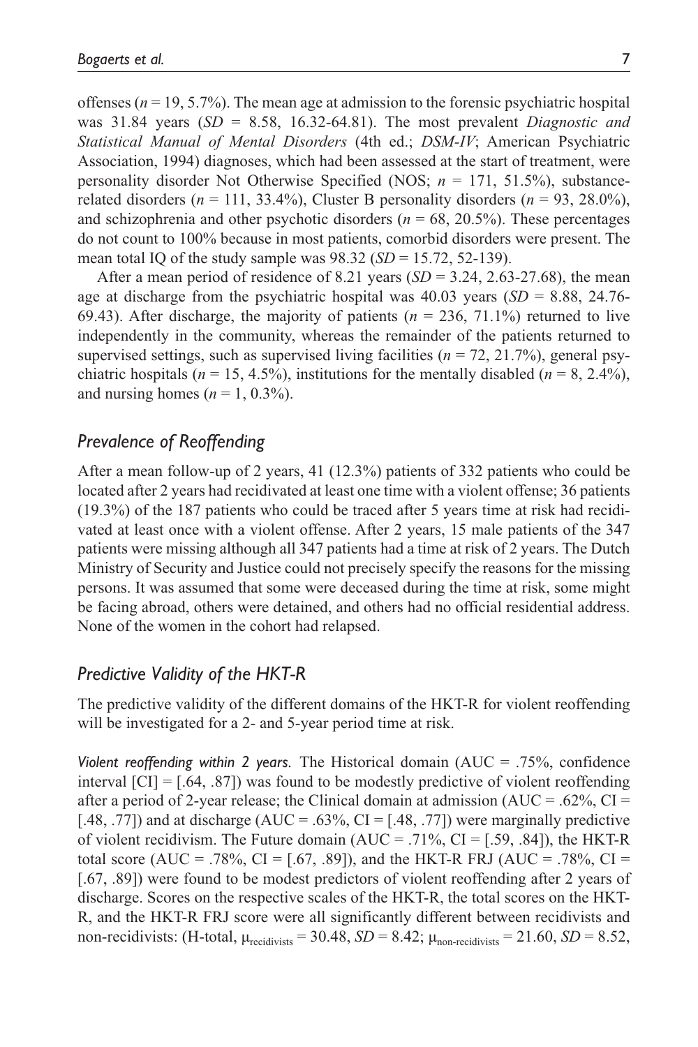offenses ($n$ = 19, 5.7%). The mean age at admission to the forensic psychiatric hospital was 31.84 years ($SD$ = 8.58, 16.32-64.81). The most prevalent *Diagnostic and Statistical Manual of Mental Disorders* (4th ed.; *DSM-IV*; American Psychiatric Association, 1994) diagnoses, which had been assessed at the start of treatment, were personality disorder Not Otherwise Specified (NOS; $n$ = 171, 51.5%), substance-related disorders ($n$ = 111, 33.4%), Cluster B personality disorders ($n$ = 93, 28.0%), and schizophrenia and other psychotic disorders ($n$ = 68, 20.5%). These percentages do not count to 100% because in most patients, comorbid disorders were present. The mean total IQ of the study sample was 98.32 ($SD$ = 15.72, 52-139).

After a mean period of residence of 8.21 years ($SD$ = 3.24, 2.63-27.68), the mean age at discharge from the psychiatric hospital was 40.03 years ($SD$ = 8.88, 24.76-69.43). After discharge, the majority of patients ($n$ = 236, 71.1%) returned to live independently in the community, whereas the remainder of the patients returned to supervised settings, such as supervised living facilities ($n$ = 72, 21.7%), general psychiatric hospitals ($n$ = 15, 4.5%), institutions for the mentally disabled ($n$ = 8, 2.4%), and nursing homes ($n$ = 1, 0.3%).

## *Prevalence of Reoffending*

After a mean follow-up of 2 years, 41 (12.3%) patients of 332 patients who could be located after 2 years had recidivated at least one time with a violent offense; 36 patients (19.3%) of the 187 patients who could be traced after 5 years time at risk had recidivated at least once with a violent offense. After 2 years, 15 male patients of the 347 patients were missing although all 347 patients had a time at risk of 2 years. The Dutch Ministry of Security and Justice could not precisely specify the reasons for the missing persons. It was assumed that some were deceased during the time at risk, some might be facing abroad, others were detained, and others had no official residential address. None of the women in the cohort had relapsed.

## *Predictive Validity of the HKT-R*

The predictive validity of the different domains of the HKT-R for violent reoffending will be investigated for a 2- and 5-year period time at risk.

*Violent reoffending within 2 years.* The Historical domain (AUC = .75%, confidence interval [CI] = [.64, .87]) was found to be modestly predictive of violent reoffending after a period of 2-year release; the Clinical domain at admission (AUC = .62%, CI = [.48, .77]) and at discharge (AUC = .63%, CI = [.48, .77]) were marginally predictive of violent recidivism. The Future domain (AUC = .71%, CI = [.59, .84]), the HKT-R total score (AUC = .78%, CI = [.67, .89]), and the HKT-R FRJ (AUC = .78%, CI = [.67, .89]) were found to be modest predictors of violent reoffending after 2 years of discharge. Scores on the respective scales of the HKT-R, the total scores on the HKT-R, and the HKT-R FRJ score were all significantly different between recidivists and non-recidivists: (H-total, $\mu_{recidivists}$ = 30.48, $SD$ = 8.42; $\mu_{non\text{-}recidivists}$ = 21.60, $SD$ = 8.52,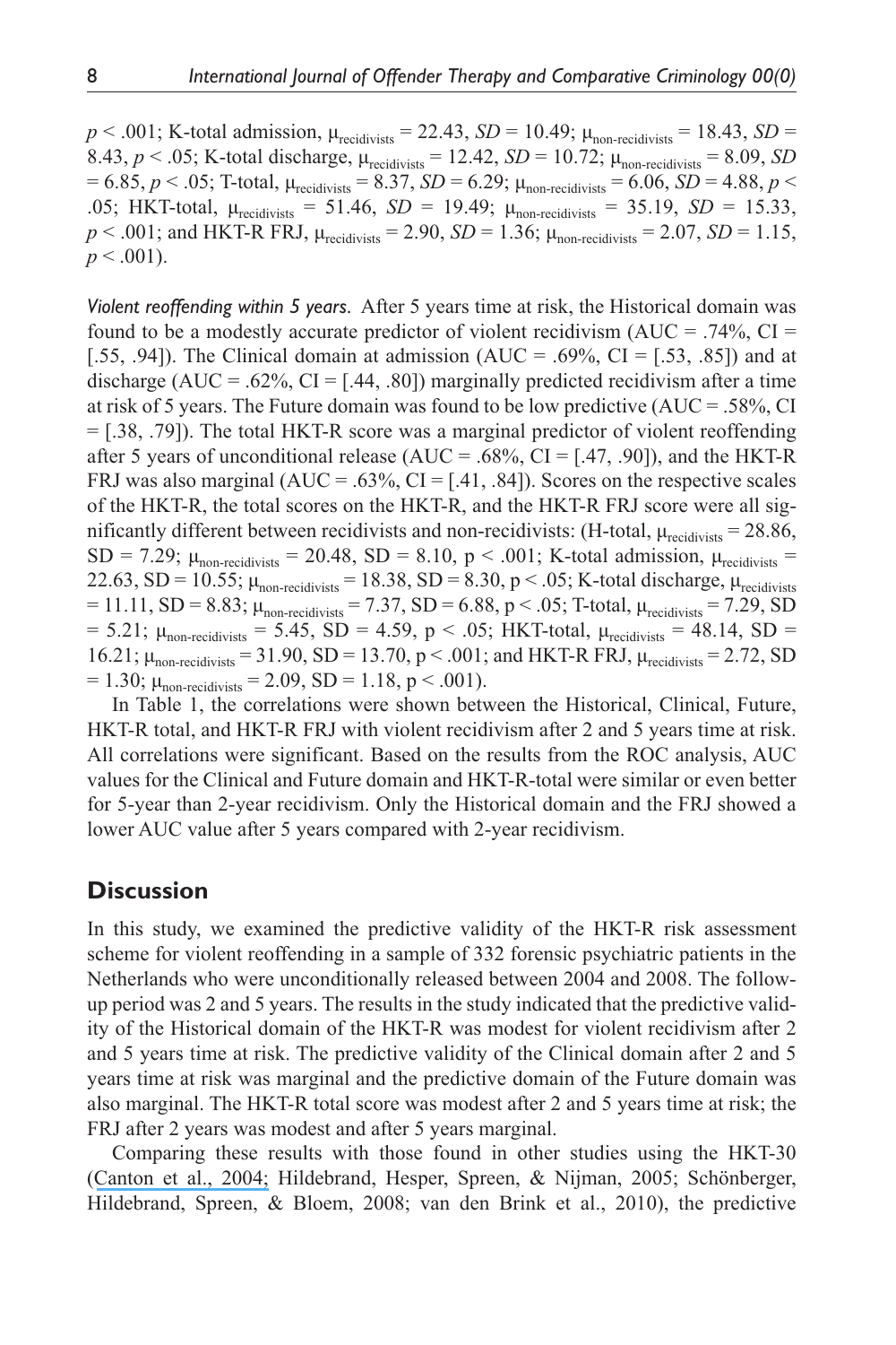$p < .001$; K-total admission, $\mu_{recidivists} = 22.43$, $SD = 10.49$; $\mu_{non\text{-}recidivists} = 18.43$, $SD = 8.43$, $p < .05$; K-total discharge, $\mu_{recidivists} = 12.42$, $SD = 10.72$; $\mu_{non\text{-}recidivists} = 8.09$, $SD = 6.85$, $p < .05$; T-total, $\mu_{recidivists} = 8.37$, $SD = 6.29$; $\mu_{non\text{-}recidivists} = 6.06$, $SD = 4.88$, $p < .05$; HKT-total, $\mu_{recidivists} = 51.46$, $SD = 19.49$; $\mu_{non\text{-}recidivists} = 35.19$, $SD = 15.33$, $p < .001$; and HKT-R FRJ, $\mu_{recidivists} = 2.90$, $SD = 1.36$; $\mu_{non\text{-}recidivists} = 2.07$, $SD = 1.15$, $p < .001$).

*Violent reoffending within 5 years.* After 5 years time at risk, the Historical domain was found to be a modestly accurate predictor of violent recidivism (AUC = .74%, CI = [.55, .94]). The Clinical domain at admission (AUC = .69%, CI = [.53, .85]) and at discharge (AUC = .62%, CI = [.44, .80]) marginally predicted recidivism after a time at risk of 5 years. The Future domain was found to be low predictive (AUC = .58%, CI = [.38, .79]). The total HKT-R score was a marginal predictor of violent reoffending after 5 years of unconditional release (AUC = .68%, CI = [.47, .90]), and the HKT-R FRJ was also marginal (AUC = .63%, CI = [.41, .84]). Scores on the respective scales of the HKT-R, the total scores on the HKT-R, and the HKT-R FRJ score were all significantly different between recidivists and non-recidivists: (H-total, $\mu_{recidivists} = 28.86$, SD = 7.29; $\mu_{non\text{-}recidivists} = 20.48$, SD = 8.10, $p < .001$; K-total admission, $\mu_{recidivists} = 22.63$, SD = 10.55; $\mu_{non\text{-}recidivists} = 18.38$, SD = 8.30, $p < .05$; K-total discharge, $\mu_{recidivists} = 11.11$, SD = 8.83; $\mu_{non\text{-}recidivists} = 7.37$, SD = 6.88, $p < .05$; T-total, $\mu_{recidivists} = 7.29$, SD = 5.21; $\mu_{non\text{-}recidivists} = 5.45$, SD = 4.59, $p < .05$; HKT-total, $\mu_{recidivists} = 48.14$, SD = 16.21; $\mu_{non\text{-}recidivists} = 31.90$, SD = 13.70, $p < .001$; and HKT-R FRJ, $\mu_{recidivists} = 2.72$, SD = 1.30; $\mu_{non\text{-}recidivists} = 2.09$, SD = 1.18, $p < .001$).

In Table 1, the correlations were shown between the Historical, Clinical, Future, HKT-R total, and HKT-R FRJ with violent recidivism after 2 and 5 years time at risk. All correlations were significant. Based on the results from the ROC analysis, AUC values for the Clinical and Future domain and HKT-R-total were similar or even better for 5-year than 2-year recidivism. Only the Historical domain and the FRJ showed a lower AUC value after 5 years compared with 2-year recidivism.

## Discussion

In this study, we examined the predictive validity of the HKT-R risk assessment scheme for violent reoffending in a sample of 332 forensic psychiatric patients in the Netherlands who were unconditionally released between 2004 and 2008. The follow-up period was 2 and 5 years. The results in the study indicated that the predictive validity of the Historical domain of the HKT-R was modest for violent recidivism after 2 and 5 years time at risk. The predictive validity of the Clinical domain after 2 and 5 years time at risk was marginal and the predictive domain of the Future domain was also marginal. The HKT-R total score was modest after 2 and 5 years time at risk; the FRJ after 2 years was modest and after 5 years marginal.

Comparing these results with those found in other studies using the HKT-30 (Canton et al., 2004; Hildebrand, Hesper, Spreen, & Nijman, 2005; Schönberger, Hildebrand, Spreen, & Bloem, 2008; van den Brink et al., 2010), the predictive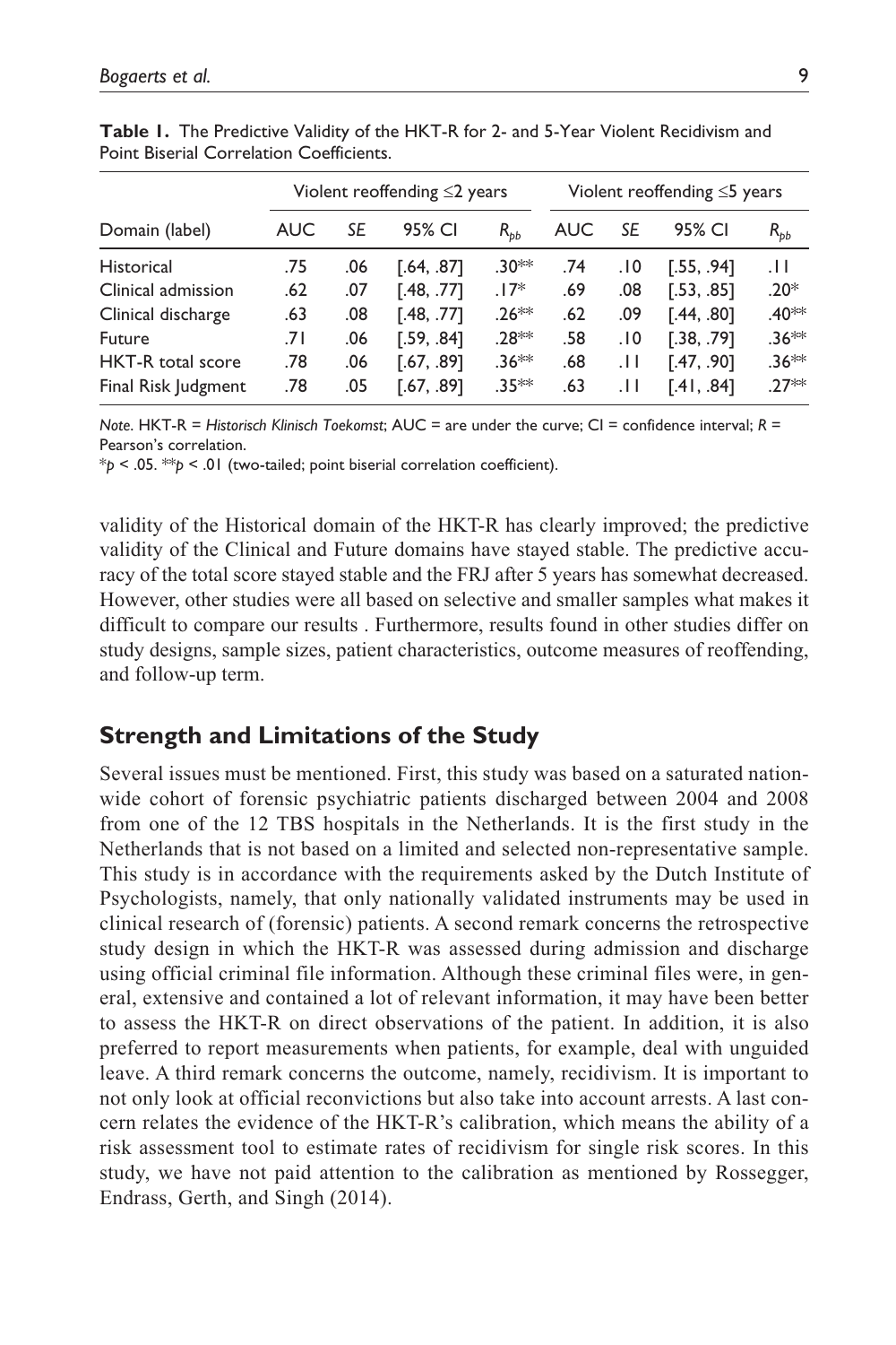**Table 1.** The Predictive Validity of the HKT-R for 2- and 5-Year Violent Recidivism and Point Biserial Correlation Coefficients.

| Domain (label) | Violent reoffending ≤2 years | | | | Violent reoffending ≤5 years | | | |
|---|---|---|---|---|---|---|---|---|
| | AUC | *SE* | 95% CI | $R_{pb}$ | AUC | *SE* | 95% CI | $R_{pb}$ |
| Historical | .75 | .06 | [.64, .87] | .30** | .74 | .10 | [.55, .94] | .11 |
| Clinical admission | .62 | .07 | [.48, .77] | .17* | .69 | .08 | [.53, .85] | .20* |
| Clinical discharge | .63 | .08 | [.48, .77] | .26** | .62 | .09 | [.44, .80] | .40** |
| Future | .71 | .06 | [.59, .84] | .28** | .58 | .10 | [.38, .79] | .36** |
| HKT-R total score | .78 | .06 | [.67, .89] | .36** | .68 | .11 | [.47, .90] | .36** |
| Final Risk Judgment | .78 | .05 | [.67, .89] | .35** | .63 | .11 | [.41, .84] | .27** |

*Note.* HKT-R = *Historisch Klinisch Toekomst*; AUC = are under the curve; CI = confidence interval; *R* = Pearson's correlation.
\**p* < .05. \*\**p* < .01 (two-tailed; point biserial correlation coefficient).

validity of the Historical domain of the HKT-R has clearly improved; the predictive validity of the Clinical and Future domains have stayed stable. The predictive accuracy of the total score stayed stable and the FRJ after 5 years has somewhat decreased. However, other studies were all based on selective and smaller samples what makes it difficult to compare our results . Furthermore, results found in other studies differ on study designs, sample sizes, patient characteristics, outcome measures of reoffending, and follow-up term.

## Strength and Limitations of the Study

Several issues must be mentioned. First, this study was based on a saturated nationwide cohort of forensic psychiatric patients discharged between 2004 and 2008 from one of the 12 TBS hospitals in the Netherlands. It is the first study in the Netherlands that is not based on a limited and selected non-representative sample. This study is in accordance with the requirements asked by the Dutch Institute of Psychologists, namely, that only nationally validated instruments may be used in clinical research of (forensic) patients. A second remark concerns the retrospective study design in which the HKT-R was assessed during admission and discharge using official criminal file information. Although these criminal files were, in general, extensive and contained a lot of relevant information, it may have been better to assess the HKT-R on direct observations of the patient. In addition, it is also preferred to report measurements when patients, for example, deal with unguided leave. A third remark concerns the outcome, namely, recidivism. It is important to not only look at official reconvictions but also take into account arrests. A last concern relates the evidence of the HKT-R's calibration, which means the ability of a risk assessment tool to estimate rates of recidivism for single risk scores. In this study, we have not paid attention to the calibration as mentioned by Rossegger, Endrass, Gerth, and Singh (2014).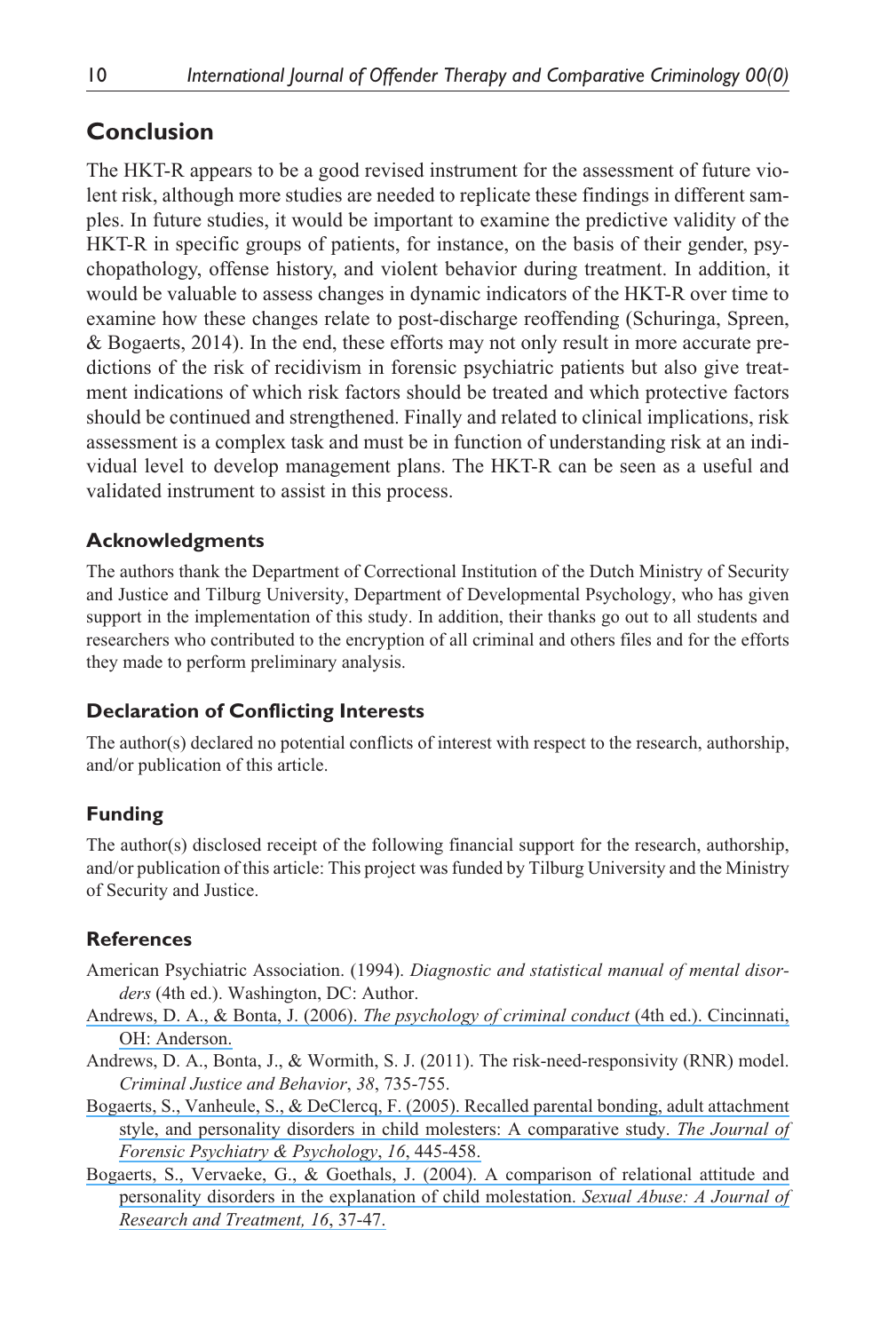## Conclusion

The HKT-R appears to be a good revised instrument for the assessment of future violent risk, although more studies are needed to replicate these findings in different samples. In future studies, it would be important to examine the predictive validity of the HKT-R in specific groups of patients, for instance, on the basis of their gender, psychopathology, offense history, and violent behavior during treatment. In addition, it would be valuable to assess changes in dynamic indicators of the HKT-R over time to examine how these changes relate to post-discharge reoffending (Schuringa, Spreen, & Bogaerts, 2014). In the end, these efforts may not only result in more accurate predictions of the risk of recidivism in forensic psychiatric patients but also give treatment indications of which risk factors should be treated and which protective factors should be continued and strengthened. Finally and related to clinical implications, risk assessment is a complex task and must be in function of understanding risk at an individual level to develop management plans. The HKT-R can be seen as a useful and validated instrument to assist in this process.

### Acknowledgments

The authors thank the Department of Correctional Institution of the Dutch Ministry of Security and Justice and Tilburg University, Department of Developmental Psychology, who has given support in the implementation of this study. In addition, their thanks go out to all students and researchers who contributed to the encryption of all criminal and others files and for the efforts they made to perform preliminary analysis.

### Declaration of Conflicting Interests

The author(s) declared no potential conflicts of interest with respect to the research, authorship, and/or publication of this article.

### Funding

The author(s) disclosed receipt of the following financial support for the research, authorship, and/or publication of this article: This project was funded by Tilburg University and the Ministry of Security and Justice.

### References

American Psychiatric Association. (1994). *Diagnostic and statistical manual of mental disorders* (4th ed.). Washington, DC: Author.

Andrews, D. A., & Bonta, J. (2006). *The psychology of criminal conduct* (4th ed.). Cincinnati, OH: Anderson.

Andrews, D. A., Bonta, J., & Wormith, S. J. (2011). The risk-need-responsivity (RNR) model. *Criminal Justice and Behavior*, *38*, 735-755.

Bogaerts, S., Vanheule, S., & DeClercq, F. (2005). Recalled parental bonding, adult attachment style, and personality disorders in child molesters: A comparative study. *The Journal of Forensic Psychiatry & Psychology*, *16*, 445-458.

Bogaerts, S., Vervaeke, G., & Goethals, J. (2004). A comparison of relational attitude and personality disorders in the explanation of child molestation. *Sexual Abuse: A Journal of Research and Treatment, 16*, 37-47.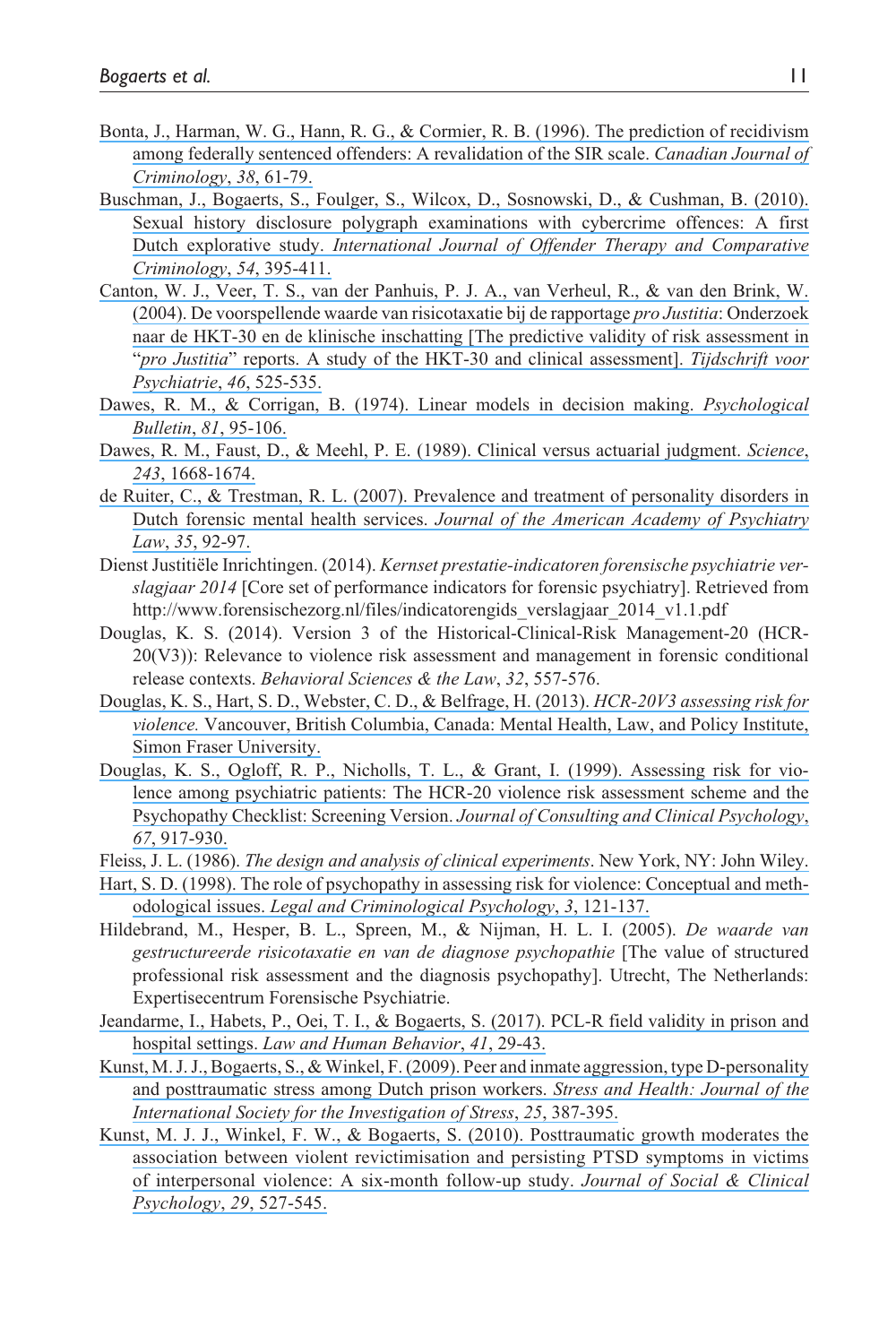Bonta, J., Harman, W. G., Hann, R. G., & Cormier, R. B. (1996). The prediction of recidivism among federally sentenced offenders: A revalidation of the SIR scale. *Canadian Journal of Criminology*, *38*, 61-79.

Buschman, J., Bogaerts, S., Foulger, S., Wilcox, D., Sosnowski, D., & Cushman, B. (2010). Sexual history disclosure polygraph examinations with cybercrime offences: A first Dutch explorative study. *International Journal of Offender Therapy and Comparative Criminology*, *54*, 395-411.

Canton, W. J., Veer, T. S., van der Panhuis, P. J. A., van Verheul, R., & van den Brink, W. (2004). De voorspellende waarde van risicotaxatie bij de rapportage *pro Justitia*: Onderzoek naar de HKT-30 en de klinische inschatting [The predictive validity of risk assessment in "*pro Justitia*" reports. A study of the HKT-30 and clinical assessment]. *Tijdschrift voor Psychiatrie*, *46*, 525-535.

Dawes, R. M., & Corrigan, B. (1974). Linear models in decision making. *Psychological Bulletin*, *81*, 95-106.

Dawes, R. M., Faust, D., & Meehl, P. E. (1989). Clinical versus actuarial judgment. *Science*, *243*, 1668-1674.

de Ruiter, C., & Trestman, R. L. (2007). Prevalence and treatment of personality disorders in Dutch forensic mental health services. *Journal of the American Academy of Psychiatry Law*, *35*, 92-97.

Dienst Justitiële Inrichtingen. (2014). *Kernset prestatie-indicatoren forensische psychiatrie verslagjaar 2014* [Core set of performance indicators for forensic psychiatry]. Retrieved from http://www.forensischezorg.nl/files/indicatorengids_verslagjaar_2014_v1.1.pdf

Douglas, K. S. (2014). Version 3 of the Historical-Clinical-Risk Management-20 (HCR-20(V3)): Relevance to violence risk assessment and management in forensic conditional release contexts. *Behavioral Sciences & the Law*, *32*, 557-576.

Douglas, K. S., Hart, S. D., Webster, C. D., & Belfrage, H. (2013). *HCR-20V3 assessing risk for violence.* Vancouver, British Columbia, Canada: Mental Health, Law, and Policy Institute, Simon Fraser University.

Douglas, K. S., Ogloff, R. P., Nicholls, T. L., & Grant, I. (1999). Assessing risk for violence among psychiatric patients: The HCR-20 violence risk assessment scheme and the Psychopathy Checklist: Screening Version. *Journal of Consulting and Clinical Psychology*, *67*, 917-930.

Fleiss, J. L. (1986). *The design and analysis of clinical experiments*. New York, NY: John Wiley.

Hart, S. D. (1998). The role of psychopathy in assessing risk for violence: Conceptual and methodological issues. *Legal and Criminological Psychology*, *3*, 121-137.

Hildebrand, M., Hesper, B. L., Spreen, M., & Nijman, H. L. I. (2005). *De waarde van gestructureerde risicotaxatie en van de diagnose psychopathie* [The value of structured professional risk assessment and the diagnosis psychopathy]. Utrecht, The Netherlands: Expertisecentrum Forensische Psychiatrie.

Jeandarme, I., Habets, P., Oei, T. I., & Bogaerts, S. (2017). PCL-R field validity in prison and hospital settings. *Law and Human Behavior*, *41*, 29-43.

Kunst, M. J. J., Bogaerts, S., & Winkel, F. (2009). Peer and inmate aggression, type D-personality and posttraumatic stress among Dutch prison workers. *Stress and Health: Journal of the International Society for the Investigation of Stress*, *25*, 387-395.

Kunst, M. J. J., Winkel, F. W., & Bogaerts, S. (2010). Posttraumatic growth moderates the association between violent revictimisation and persisting PTSD symptoms in victims of interpersonal violence: A six-month follow-up study. *Journal of Social & Clinical Psychology*, *29*, 527-545.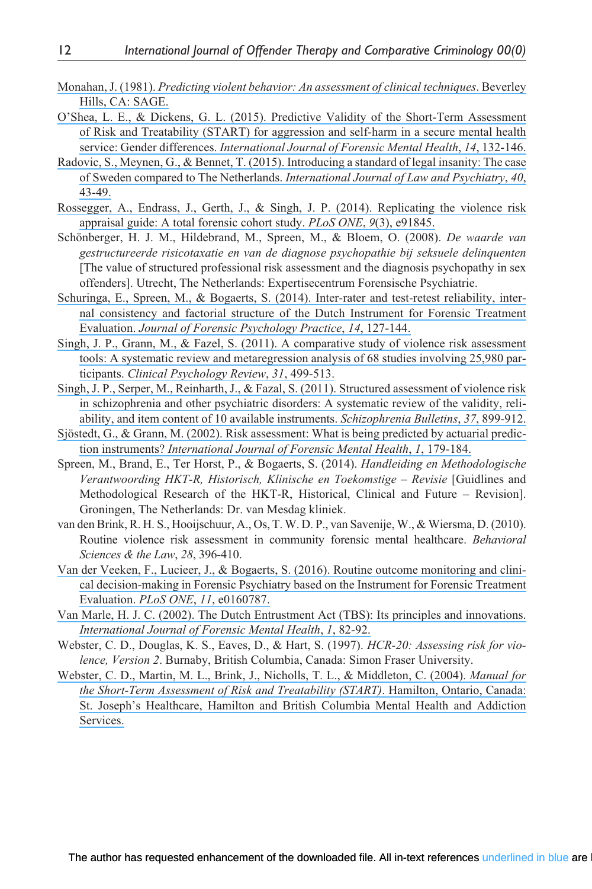Monahan, J. (1981). *Predicting violent behavior: An assessment of clinical techniques*. Beverley Hills, CA: SAGE.

O'Shea, L. E., & Dickens, G. L. (2015). Predictive Validity of the Short-Term Assessment of Risk and Treatability (START) for aggression and self-harm in a secure mental health service: Gender differences. *International Journal of Forensic Mental Health*, *14*, 132-146.

Radovic, S., Meynen, G., & Bennet, T. (2015). Introducing a standard of legal insanity: The case of Sweden compared to The Netherlands. *International Journal of Law and Psychiatry*, *40*, 43-49.

Rossegger, A., Endrass, J., Gerth, J., & Singh, J. P. (2014). Replicating the violence risk appraisal guide: A total forensic cohort study. *PLoS ONE*, *9*(3), e91845.

Schönberger, H. J. M., Hildebrand, M., Spreen, M., & Bloem, O. (2008). *De waarde van gestructureerde risicotaxatie en van de diagnose psychopathie bij seksuele delinquenten* [The value of structured professional risk assessment and the diagnosis psychopathy in sex offenders]. Utrecht, The Netherlands: Expertisecentrum Forensische Psychiatrie.

Schuringa, E., Spreen, M., & Bogaerts, S. (2014). Inter-rater and test-retest reliability, internal consistency and factorial structure of the Dutch Instrument for Forensic Treatment Evaluation. *Journal of Forensic Psychology Practice*, *14*, 127-144.

Singh, J. P., Grann, M., & Fazel, S. (2011). A comparative study of violence risk assessment tools: A systematic review and metaregression analysis of 68 studies involving 25,980 participants. *Clinical Psychology Review*, *31*, 499-513.

Singh, J. P., Serper, M., Reinharth, J., & Fazal, S. (2011). Structured assessment of violence risk in schizophrenia and other psychiatric disorders: A systematic review of the validity, reliability, and item content of 10 available instruments. *Schizophrenia Bulletins*, *37*, 899-912.

Sjöstedt, G., & Grann, M. (2002). Risk assessment: What is being predicted by actuarial prediction instruments? *International Journal of Forensic Mental Health*, *1*, 179-184.

Spreen, M., Brand, E., Ter Horst, P., & Bogaerts, S. (2014). *Handleiding en Methodologische Verantwoording HKT-R, Historisch, Klinische en Toekomstige – Revisie* [Guidlines and Methodological Research of the HKT-R, Historical, Clinical and Future – Revision]. Groningen, The Netherlands: Dr. van Mesdag kliniek.

van den Brink, R. H. S., Hooijschuur, A., Os, T. W. D. P., van Savenije, W., & Wiersma, D. (2010). Routine violence risk assessment in community forensic mental healthcare. *Behavioral Sciences & the Law*, *28*, 396-410.

Van der Veeken, F., Lucieer, J., & Bogaerts, S. (2016). Routine outcome monitoring and clinical decision-making in Forensic Psychiatry based on the Instrument for Forensic Treatment Evaluation. *PLoS ONE*, *11*, e0160787.

Van Marle, H. J. C. (2002). The Dutch Entrustment Act (TBS): Its principles and innovations. *International Journal of Forensic Mental Health*, *1*, 82-92.

Webster, C. D., Douglas, K. S., Eaves, D., & Hart, S. (1997). *HCR-20: Assessing risk for violence, Version 2*. Burnaby, British Columbia, Canada: Simon Fraser University.

Webster, C. D., Martin, M. L., Brink, J., Nicholls, T. L., & Middleton, C. (2004). *Manual for the Short-Term Assessment of Risk and Treatability (START)*. Hamilton, Ontario, Canada: St. Joseph's Healthcare, Hamilton and British Columbia Mental Health and Addiction Services.